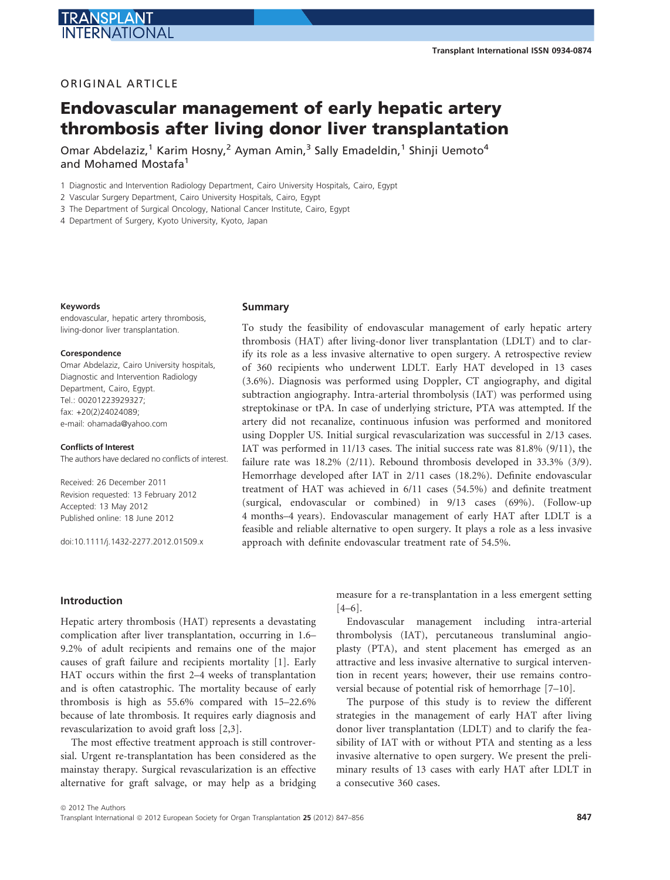ORIGINAL ARTICLE

# Endovascular management of early hepatic artery thrombosis after living donor liver transplantation

Omar Abdelaziz,[1] Karim Hosny,[2] Ayman Amin,[3] Sally Emadeldin,[1] Shinji Uemoto[4] and Mohamed Mostafa[1]

1 Diagnostic and Intervention Radiology Department, Cairo University Hospitals, Cairo, Egypt

2 Vascular Surgery Department, Cairo University Hospitals, Cairo, Egypt

3 The Department of Surgical Oncology, National Cancer Institute, Cairo, Egypt

4 Department of Surgery, Kyoto University, Kyoto, Japan

**Keywords**

endovascular, hepatic artery thrombosis, living-donor liver transplantation.

**Corespondence**

Omar Abdelaziz, Cairo University hospitals, Diagnostic and Intervention Radiology Department, Cairo, Egypt.
Tel.: 00201223929327;
fax: +20(2)24024089;
e-mail: ohamada@yahoo.com

**Conflicts of Interest**

The authors have declared no conflicts of interest.

Received: 26 December 2011
Revision requested: 13 February 2012
Accepted: 13 May 2012
Published online: 18 June 2012

doi:10.1111/j.1432-2277.2012.01509.x

## Summary

To study the feasibility of endovascular management of early hepatic artery thrombosis (HAT) after living-donor liver transplantation (LDLT) and to clarify its role as a less invasive alternative to open surgery. A retrospective review of 360 recipients who underwent LDLT. Early HAT developed in 13 cases (3.6%). Diagnosis was performed using Doppler, CT angiography, and digital subtraction angiography. Intra-arterial thrombolysis (IAT) was performed using streptokinase or tPA. In case of underlying stricture, PTA was attempted. If the artery did not recanalize, continuous infusion was performed and monitored using Doppler US. Initial surgical revascularization was successful in 2/13 cases. IAT was performed in 11/13 cases. The initial success rate was 81.8% (9/11), the failure rate was 18.2% (2/11). Rebound thrombosis developed in 33.3% (3/9). Hemorrhage developed after IAT in 2/11 cases (18.2%). Definite endovascular treatment of HAT was achieved in 6/11 cases (54.5%) and definite treatment (surgical, endovascular or combined) in 9/13 cases (69%). (Follow-up 4 months–4 years). Endovascular management of early HAT after LDLT is a feasible and reliable alternative to open surgery. It plays a role as a less invasive approach with definite endovascular treatment rate of 54.5%.

## Introduction

Hepatic artery thrombosis (HAT) represents a devastating complication after liver transplantation, occurring in 1.6–9.2% of adult recipients and remains one of the major causes of graft failure and recipients mortality [1]. Early HAT occurs within the first 2–4 weeks of transplantation and is often catastrophic. The mortality because of early thrombosis is high as 55.6% compared with 15–22.6% because of late thrombosis. It requires early diagnosis and revascularization to avoid graft loss [2,3].

The most effective treatment approach is still controversial. Urgent re-transplantation has been considered as the mainstay therapy. Surgical revascularization is an effective alternative for graft salvage, or may help as a bridging measure for a re-transplantation in a less emergent setting [4–6].

Endovascular management including intra-arterial thrombolysis (IAT), percutaneous transluminal angioplasty (PTA), and stent placement has emerged as an attractive and less invasive alternative to surgical intervention in recent years; however, their use remains controversial because of potential risk of hemorrhage [7–10].

The purpose of this study is to review the different strategies in the management of early HAT after living donor liver transplantation (LDLT) and to clarify the feasibility of IAT with or without PTA and stenting as a less invasive alternative to open surgery. We present the preliminary results of 13 cases with early HAT after LDLT in a consecutive 360 cases.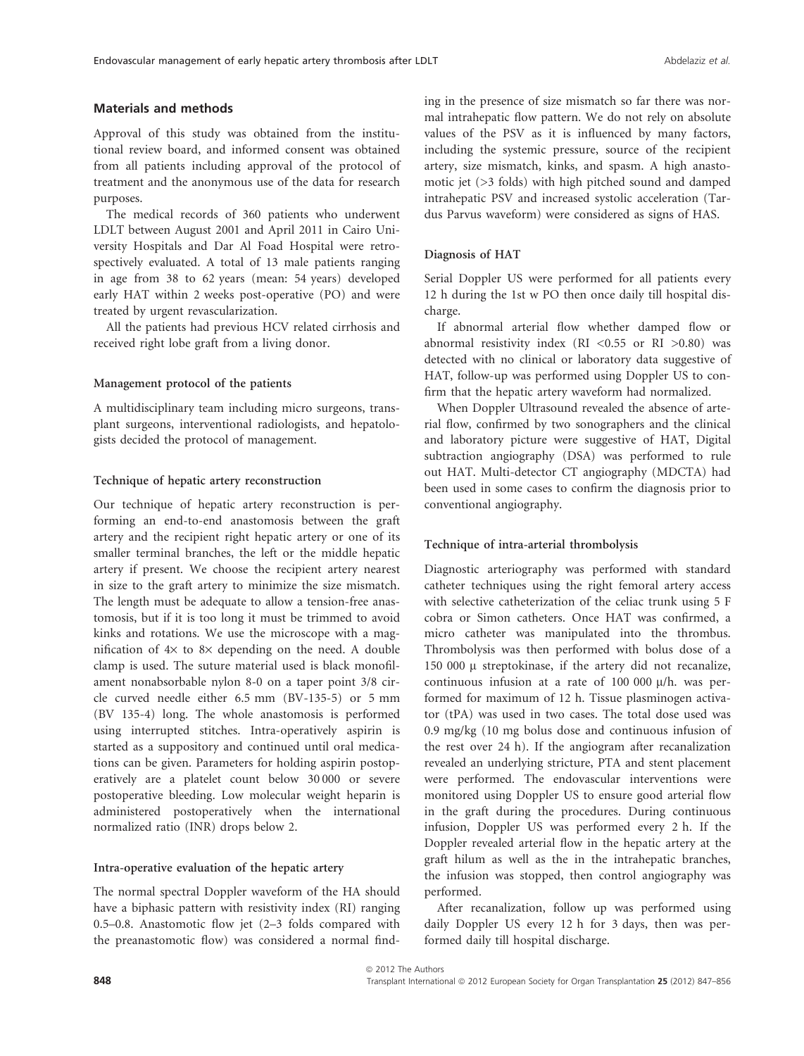## Materials and methods

Approval of this study was obtained from the institutional review board, and informed consent was obtained from all patients including approval of the protocol of treatment and the anonymous use of the data for research purposes.

The medical records of 360 patients who underwent LDLT between August 2001 and April 2011 in Cairo University Hospitals and Dar Al Foad Hospital were retrospectively evaluated. A total of 13 male patients ranging in age from 38 to 62 years (mean: 54 years) developed early HAT within 2 weeks post-operative (PO) and were treated by urgent revascularization.

All the patients had previous HCV related cirrhosis and received right lobe graft from a living donor.

### Management protocol of the patients

A multidisciplinary team including micro surgeons, transplant surgeons, interventional radiologists, and hepatologists decided the protocol of management.

### Technique of hepatic artery reconstruction

Our technique of hepatic artery reconstruction is performing an end-to-end anastomosis between the graft artery and the recipient right hepatic artery or one of its smaller terminal branches, the left or the middle hepatic artery if present. We choose the recipient artery nearest in size to the graft artery to minimize the size mismatch. The length must be adequate to allow a tension-free anastomosis, but if it is too long it must be trimmed to avoid kinks and rotations. We use the microscope with a magnification of 4× to 8× depending on the need. A double clamp is used. The suture material used is black monofilament nonabsorbable nylon 8-0 on a taper point 3/8 circle curved needle either 6.5 mm (BV-135-5) or 5 mm (BV 135-4) long. The whole anastomosis is performed using interrupted stitches. Intra-operatively aspirin is started as a suppository and continued until oral medications can be given. Parameters for holding aspirin postoperatively are a platelet count below 30 000 or severe postoperative bleeding. Low molecular weight heparin is administered postoperatively when the international normalized ratio (INR) drops below 2.

### Intra-operative evaluation of the hepatic artery

The normal spectral Doppler waveform of the HA should have a biphasic pattern with resistivity index (RI) ranging 0.5–0.8. Anastomotic flow jet (2–3 folds compared with the preanastomotic flow) was considered a normal finding in the presence of size mismatch so far there was normal intrahepatic flow pattern. We do not rely on absolute values of the PSV as it is influenced by many factors, including the systemic pressure, source of the recipient artery, size mismatch, kinks, and spasm. A high anastomotic jet (>3 folds) with high pitched sound and damped intrahepatic PSV and increased systolic acceleration (Tardus Parvus waveform) were considered as signs of HAS.

### Diagnosis of HAT

Serial Doppler US were performed for all patients every 12 h during the 1st w PO then once daily till hospital discharge.

If abnormal arterial flow whether damped flow or abnormal resistivity index (RI <0.55 or RI >0.80) was detected with no clinical or laboratory data suggestive of HAT, follow-up was performed using Doppler US to confirm that the hepatic artery waveform had normalized.

When Doppler Ultrasound revealed the absence of arterial flow, confirmed by two sonographers and the clinical and laboratory picture were suggestive of HAT, Digital subtraction angiography (DSA) was performed to rule out HAT. Multi-detector CT angiography (MDCTA) had been used in some cases to confirm the diagnosis prior to conventional angiography.

### Technique of intra-arterial thrombolysis

Diagnostic arteriography was performed with standard catheter techniques using the right femoral artery access with selective catheterization of the celiac trunk using 5 F cobra or Simon catheters. Once HAT was confirmed, a micro catheter was manipulated into the thrombus. Thrombolysis was then performed with bolus dose of a 150 000 μ streptokinase, if the artery did not recanalize, continuous infusion at a rate of 100 000 μ/h. was performed for maximum of 12 h. Tissue plasminogen activator (tPA) was used in two cases. The total dose used was 0.9 mg/kg (10 mg bolus dose and continuous infusion of the rest over 24 h). If the angiogram after recanalization revealed an underlying stricture, PTA and stent placement were performed. The endovascular interventions were monitored using Doppler US to ensure good arterial flow in the graft during the procedures. During continuous infusion, Doppler US was performed every 2 h. If the Doppler revealed arterial flow in the hepatic artery at the graft hilum as well as the in the intrahepatic branches, the infusion was stopped, then control angiography was performed.

After recanalization, follow up was performed using daily Doppler US every 12 h for 3 days, then was performed daily till hospital discharge.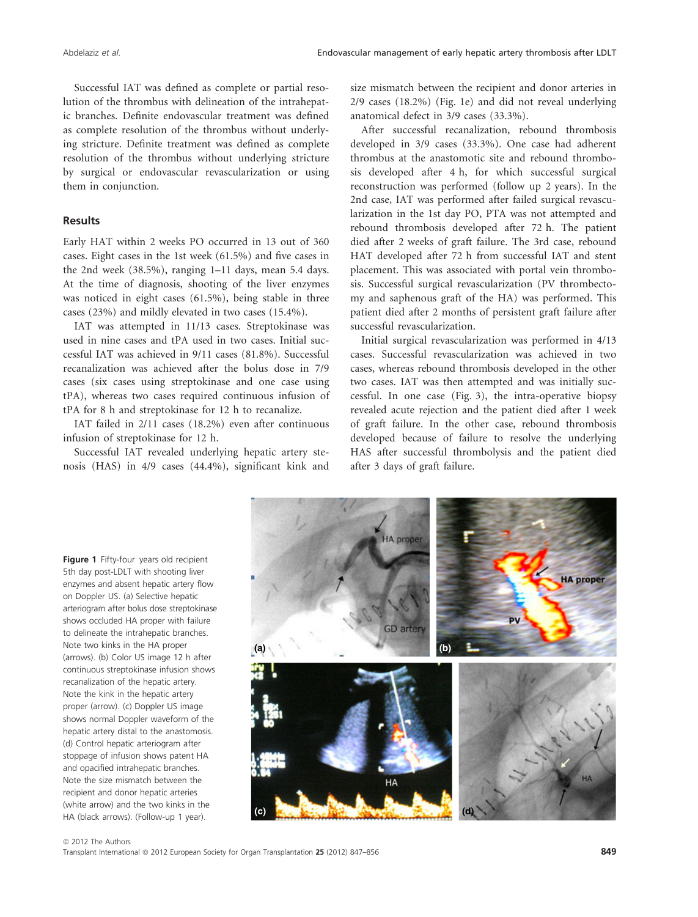Successful IAT was defined as complete or partial resolution of the thrombus with delineation of the intrahepatic branches. Definite endovascular treatment was defined as complete resolution of the thrombus without underlying stricture. Definite treatment was defined as complete resolution of the thrombus without underlying stricture by surgical or endovascular revascularization or using them in conjunction.

## Results

Early HAT within 2 weeks PO occurred in 13 out of 360 cases. Eight cases in the 1st week (61.5%) and five cases in the 2nd week (38.5%), ranging 1–11 days, mean 5.4 days. At the time of diagnosis, shooting of the liver enzymes was noticed in eight cases (61.5%), being stable in three cases (23%) and mildly elevated in two cases (15.4%).

IAT was attempted in 11/13 cases. Streptokinase was used in nine cases and tPA used in two cases. Initial successful IAT was achieved in 9/11 cases (81.8%). Successful recanalization was achieved after the bolus dose in 7/9 cases (six cases using streptokinase and one case using tPA), whereas two cases required continuous infusion of tPA for 8 h and streptokinase for 12 h to recanalize.

IAT failed in 2/11 cases (18.2%) even after continuous infusion of streptokinase for 12 h.

Successful IAT revealed underlying hepatic artery stenosis (HAS) in 4/9 cases (44.4%), significant kink and size mismatch between the recipient and donor arteries in 2/9 cases (18.2%) (Fig. 1e) and did not reveal underlying anatomical defect in 3/9 cases (33.3%).

After successful recanalization, rebound thrombosis developed in 3/9 cases (33.3%). One case had adherent thrombus at the anastomotic site and rebound thrombosis developed after 4 h, for which successful surgical reconstruction was performed (follow up 2 years). In the 2nd case, IAT was performed after failed surgical revascularization in the 1st day PO, PTA was not attempted and rebound thrombosis developed after 72 h. The patient died after 2 weeks of graft failure. The 3rd case, rebound HAT developed after 72 h from successful IAT and stent placement. This was associated with portal vein thrombosis. Successful surgical revascularization (PV thrombectomy and saphenous graft of the HA) was performed. This patient died after 2 months of persistent graft failure after successful revascularization.

Initial surgical revascularization was performed in 4/13 cases. Successful revascularization was achieved in two cases, whereas rebound thrombosis developed in the other two cases. IAT was then attempted and was initially successful. In one case (Fig. 3), the intra-operative biopsy revealed acute rejection and the patient died after 1 week of graft failure. In the other case, rebound thrombosis developed because of failure to resolve the underlying HAS after successful thrombolysis and the patient died after 3 days of graft failure.

**Figure 1** Fifty-four years old recipient 5th day post-LDLT with shooting liver enzymes and absent hepatic artery flow on Doppler US. (a) Selective hepatic arteriogram after bolus dose streptokinase shows occluded HA proper with failure to delineate the intrahepatic branches. Note two kinks in the HA proper (arrows). (b) Color US image 12 h after continuous streptokinase infusion shows recanalization of the hepatic artery. Note the kink in the hepatic artery proper (arrow). (c) Doppler US image shows normal Doppler waveform of the hepatic artery distal to the anastomosis. (d) Control hepatic arteriogram after stoppage of infusion shows patent HA and opacified intrahepatic branches. Note the size mismatch between the recipient and donor hepatic arteries (white arrow) and the two kinks in the HA (black arrows). (Follow-up 1 year).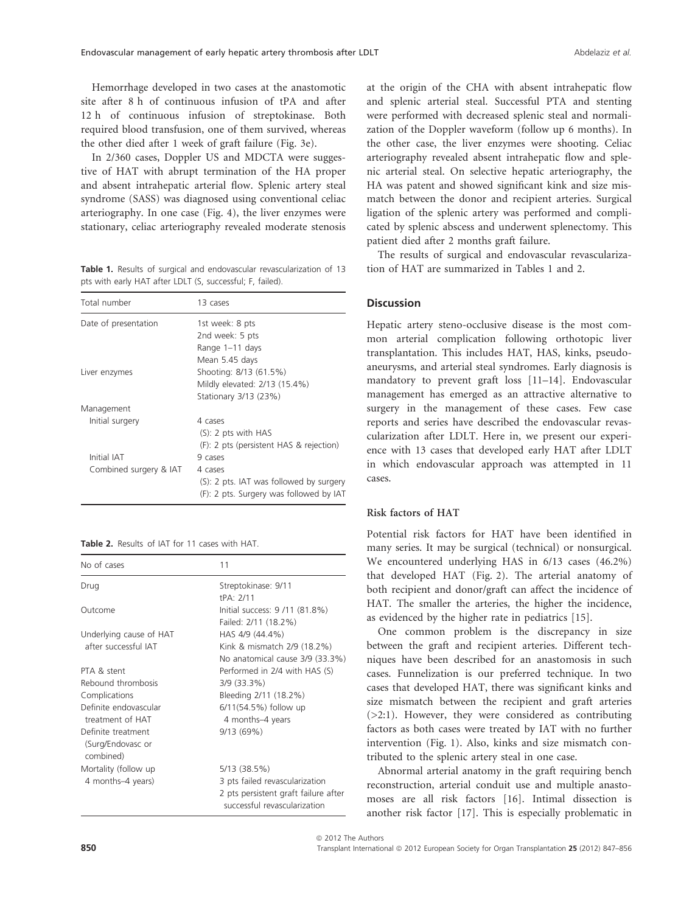Hemorrhage developed in two cases at the anastomotic site after 8 h of continuous infusion of tPA and after 12 h of continuous infusion of streptokinase. Both required blood transfusion, one of them survived, whereas the other died after 1 week of graft failure (Fig. 3e).

In 2/360 cases, Doppler US and MDCTA were suggestive of HAT with abrupt termination of the HA proper and absent intrahepatic arterial flow. Splenic artery steal syndrome (SASS) was diagnosed using conventional celiac arteriography. In one case (Fig. 4), the liver enzymes were stationary, celiac arteriography revealed moderate stenosis at the origin of the CHA with absent intrahepatic flow and splenic arterial steal. Successful PTA and stenting were performed with decreased splenic steal and normalization of the Doppler waveform (follow up 6 months). In the other case, the liver enzymes were shooting. Celiac arteriography revealed absent intrahepatic flow and splenic arterial steal. On selective hepatic arteriography, the HA was patent and showed significant kink and size mismatch between the donor and recipient arteries. Surgical ligation of the splenic artery was performed and complicated by splenic abscess and underwent splenectomy. This patient died after 2 months graft failure.

The results of surgical and endovascular revascularization of HAT are summarized in Tables 1 and 2.

**Table 1.** Results of surgical and endovascular revascularization of 13 pts with early HAT after LDLT (S, successful; F, failed).

| Total number | 13 cases |
|---|---|
| Date of presentation | 1st week: 8 pts<br>2nd week: 5 pts<br>Range 1–11 days<br>Mean 5.45 days |
| Liver enzymes | Shooting: 8/13 (61.5%)<br>Mildly elevated: 2/13 (15.4%)<br>Stationary 3/13 (23%) |
| Management | |
| Initial surgery | 4 cases<br>(S): 2 pts with HAS<br>(F): 2 pts (persistent HAS & rejection) |
| Initial IAT | 9 cases |
| Combined surgery & IAT | 4 cases<br>(S): 2 pts. IAT was followed by surgery<br>(F): 2 pts. Surgery was followed by IAT |

**Table 2.** Results of IAT for 11 cases with HAT.

| No of cases | 11 |
|---|---|
| Drug | Streptokinase: 9/11<br>tPA: 2/11 |
| Outcome | Initial success: 9 /11 (81.8%)<br>Failed: 2/11 (18.2%) |
| Underlying cause of HAT after successful IAT | HAS 4/9 (44.4%)<br>Kink & mismatch 2/9 (18.2%)<br>No anatomical cause 3/9 (33.3%) |
| PTA & stent | Performed in 2/4 with HAS (S) |
| Rebound thrombosis | 3/9 (33.3%) |
| Complications | Bleeding 2/11 (18.2%) |
| Definite endovascular treatment of HAT | 6/11(54.5%) follow up 4 months–4 years |
| Definite treatment (Surg/Endovasc or combined) | 9/13 (69%) |
| Mortality (follow up 4 months–4 years) | 5/13 (38.5%)<br>3 pts failed revascularization<br>2 pts persistent graft failure after successful revascularization |

## Discussion

Hepatic artery steno-occlusive disease is the most common arterial complication following orthotopic liver transplantation. This includes HAT, HAS, kinks, pseudoaneurysms, and arterial steal syndromes. Early diagnosis is mandatory to prevent graft loss [11–14]. Endovascular management has emerged as an attractive alternative to surgery in the management of these cases. Few case reports and series have described the endovascular revascularization after LDLT. Here in, we present our experience with 13 cases that developed early HAT after LDLT in which endovascular approach was attempted in 11 cases.

### Risk factors of HAT

Potential risk factors for HAT have been identified in many series. It may be surgical (technical) or nonsurgical. We encountered underlying HAS in 6/13 cases (46.2%) that developed HAT (Fig. 2). The arterial anatomy of both recipient and donor/graft can affect the incidence of HAT. The smaller the arteries, the higher the incidence, as evidenced by the higher rate in pediatrics [15].

One common problem is the discrepancy in size between the graft and recipient arteries. Different techniques have been described for an anastomosis in such cases. Funnelization is our preferred technique. In two cases that developed HAT, there was significant kinks and size mismatch between the recipient and graft arteries (>2:1). However, they were considered as contributing factors as both cases were treated by IAT with no further intervention (Fig. 1). Also, kinks and size mismatch contributed to the splenic artery steal in one case.

Abnormal arterial anatomy in the graft requiring bench reconstruction, arterial conduit use and multiple anastomoses are all risk factors [16]. Intimal dissection is another risk factor [17]. This is especially problematic in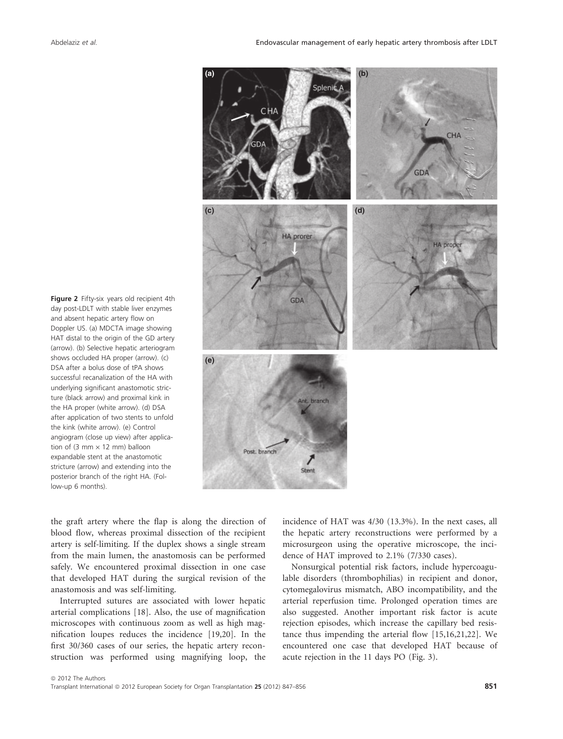Figure 2 Fifty-six years old recipient 4th day post-LDLT with stable liver enzymes and absent hepatic artery flow on Doppler US. (a) MDCTA image showing HAT distal to the origin of the GD artery (arrow). (b) Selective hepatic arteriogram shows occluded HA proper (arrow). (c) DSA after a bolus dose of tPA shows successful recanalization of the HA with underlying significant anastomotic stricture (black arrow) and proximal kink in the HA proper (white arrow). (d) DSA after application of two stents to unfold the kink (white arrow). (e) Control angiogram (close up view) after application of (3 mm × 12 mm) balloon expandable stent at the anastomotic stricture (arrow) and extending into the posterior branch of the right HA. (Follow-up 6 months).

the graft artery where the flap is along the direction of blood flow, whereas proximal dissection of the recipient artery is self-limiting. If the duplex shows a single stream from the main lumen, the anastomosis can be performed safely. We encountered proximal dissection in one case that developed HAT during the surgical revision of the anastomosis and was self-limiting.

Interrupted sutures are associated with lower hepatic arterial complications [18]. Also, the use of magnification microscopes with continuous zoom as well as high magnification loupes reduces the incidence [19,20]. In the first 30/360 cases of our series, the hepatic artery reconstruction was performed using magnifying loop, the incidence of HAT was 4/30 (13.3%). In the next cases, all the hepatic artery reconstructions were performed by a microsurgeon using the operative microscope, the incidence of HAT improved to 2.1% (7/330 cases).

Nonsurgical potential risk factors, include hypercoagulable disorders (thrombophilias) in recipient and donor, cytomegalovirus mismatch, ABO incompatibility, and the arterial reperfusion time. Prolonged operation times are also suggested. Another important risk factor is acute rejection episodes, which increase the capillary bed resistance thus impending the arterial flow [15,16,21,22]. We encountered one case that developed HAT because of acute rejection in the 11 days PO (Fig. 3).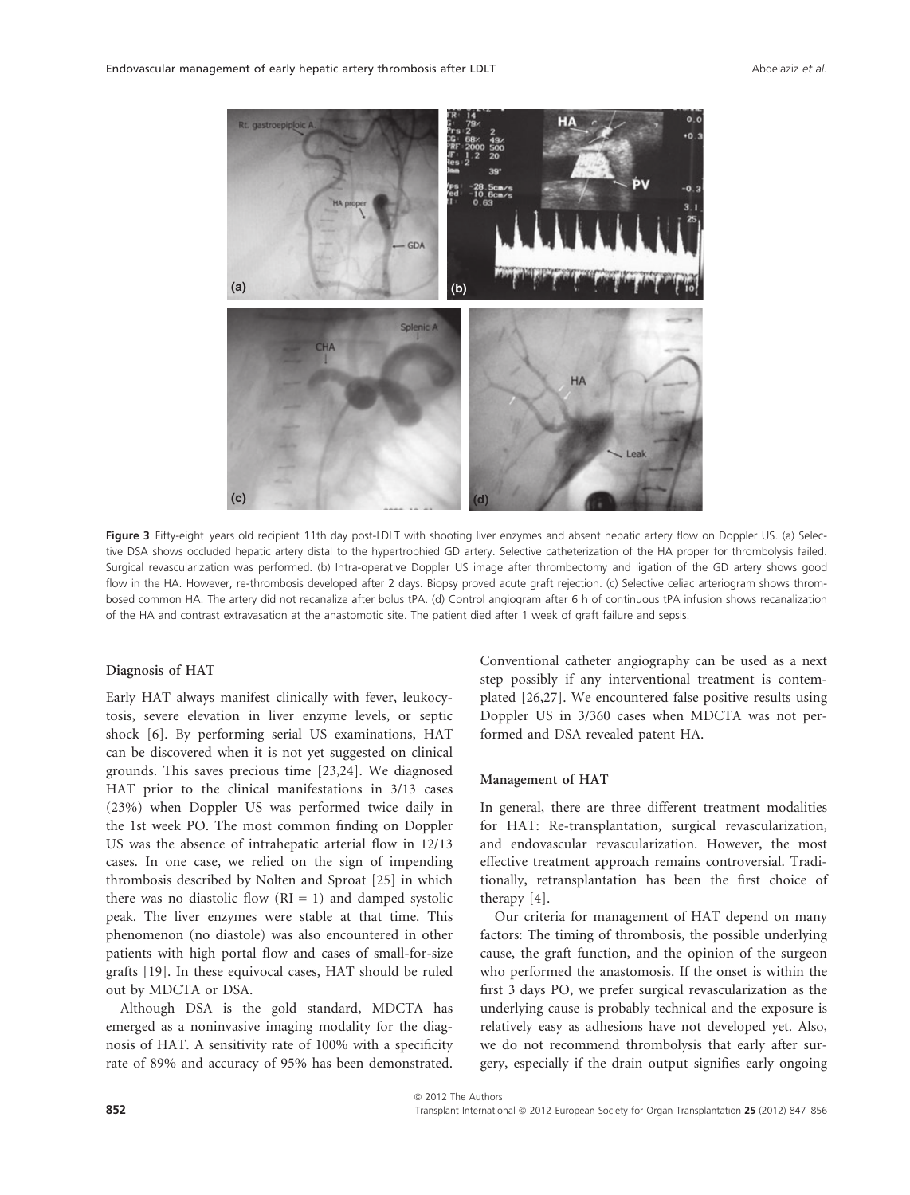**Figure 3** Fifty-eight years old recipient 11th day post-LDLT with shooting liver enzymes and absent hepatic artery flow on Doppler US. (a) Selective DSA shows occluded hepatic artery distal to the hypertrophied GD artery. Selective catheterization of the HA proper for thrombolysis failed. Surgical revascularization was performed. (b) Intra-operative Doppler US image after thrombectomy and ligation of the GD artery shows good flow in the HA. However, re-thrombosis developed after 2 days. Biopsy proved acute graft rejection. (c) Selective celiac arteriogram shows thrombosed common HA. The artery did not recanalize after bolus tPA. (d) Control angiogram after 6 h of continuous tPA infusion shows recanalization of the HA and contrast extravasation at the anastomotic site. The patient died after 1 week of graft failure and sepsis.

### Diagnosis of HAT

Early HAT always manifest clinically with fever, leukocytosis, severe elevation in liver enzyme levels, or septic shock [6]. By performing serial US examinations, HAT can be discovered when it is not yet suggested on clinical grounds. This saves precious time [23,24]. We diagnosed HAT prior to the clinical manifestations in 3/13 cases (23%) when Doppler US was performed twice daily in the 1st week PO. The most common finding on Doppler US was the absence of intrahepatic arterial flow in 12/13 cases. In one case, we relied on the sign of impending thrombosis described by Nolten and Sproat [25] in which there was no diastolic flow (RI = 1) and damped systolic peak. The liver enzymes were stable at that time. This phenomenon (no diastole) was also encountered in other patients with high portal flow and cases of small-for-size grafts [19]. In these equivocal cases, HAT should be ruled out by MDCTA or DSA.

Although DSA is the gold standard, MDCTA has emerged as a noninvasive imaging modality for the diagnosis of HAT. A sensitivity rate of 100% with a specificity rate of 89% and accuracy of 95% has been demonstrated. Conventional catheter angiography can be used as a next step possibly if any interventional treatment is contemplated [26,27]. We encountered false positive results using Doppler US in 3/360 cases when MDCTA was not performed and DSA revealed patent HA.

### Management of HAT

In general, there are three different treatment modalities for HAT: Re-transplantation, surgical revascularization, and endovascular revascularization. However, the most effective treatment approach remains controversial. Traditionally, retransplantation has been the first choice of therapy [4].

Our criteria for management of HAT depend on many factors: The timing of thrombosis, the possible underlying cause, the graft function, and the opinion of the surgeon who performed the anastomosis. If the onset is within the first 3 days PO, we prefer surgical revascularization as the underlying cause is probably technical and the exposure is relatively easy as adhesions have not developed yet. Also, we do not recommend thrombolysis that early after surgery, especially if the drain output signifies early ongoing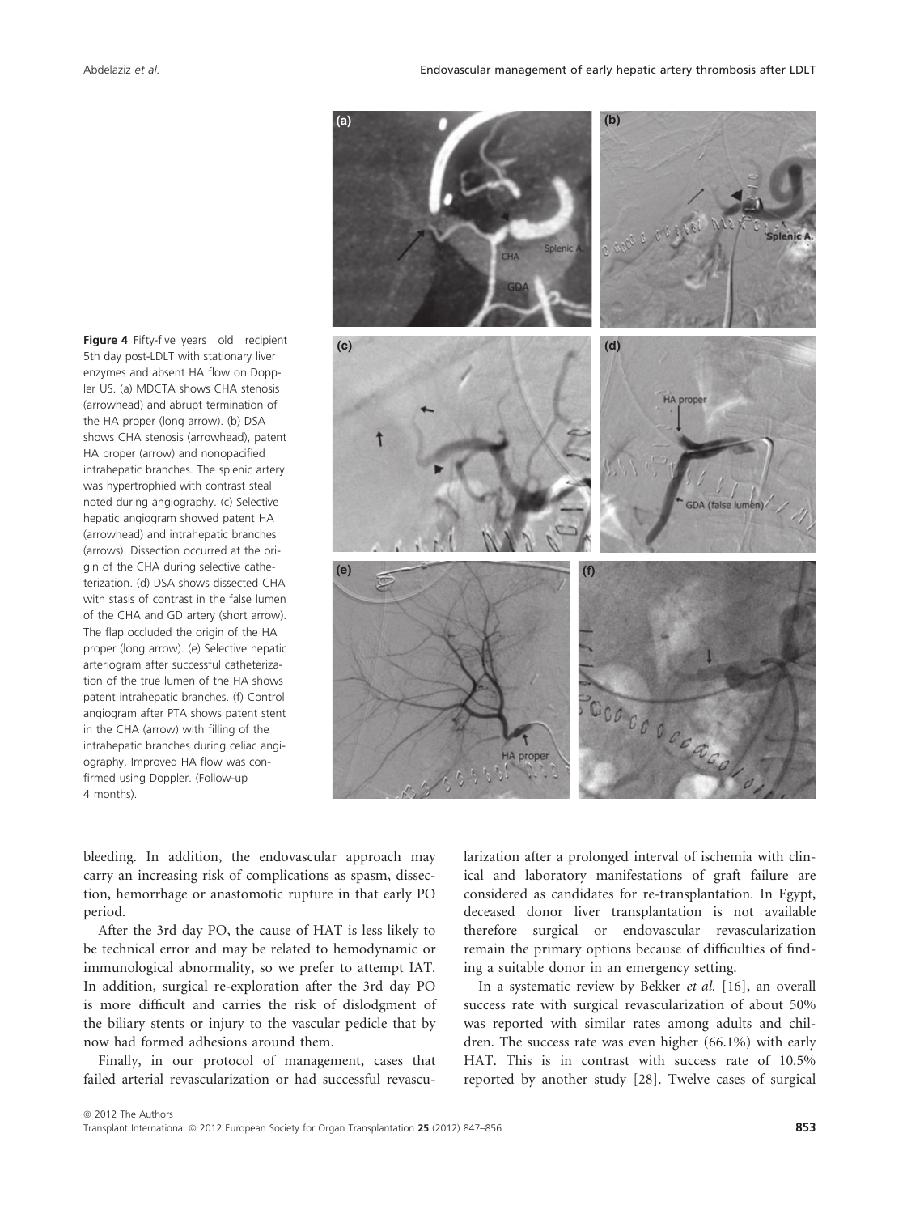**Figure 4** Fifty-five years old recipient 5th day post-LDLT with stationary liver enzymes and absent HA flow on Doppler US. (a) MDCTA shows CHA stenosis (arrowhead) and abrupt termination of the HA proper (long arrow). (b) DSA shows CHA stenosis (arrowhead), patent HA proper (arrow) and nonopacified intrahepatic branches. The splenic artery was hypertrophied with contrast steal noted during angiography. (c) Selective hepatic angiogram showed patent HA (arrowhead) and intrahepatic branches (arrows). Dissection occurred at the origin of the CHA during selective catheterization. (d) DSA shows dissected CHA with stasis of contrast in the false lumen of the CHA and GD artery (short arrow). The flap occluded the origin of the HA proper (long arrow). (e) Selective hepatic arteriogram after successful catheterization of the true lumen of the HA shows patent intrahepatic branches. (f) Control angiogram after PTA shows patent stent in the CHA (arrow) with filling of the intrahepatic branches during celiac angiography. Improved HA flow was confirmed using Doppler. (Follow-up 4 months).

bleeding. In addition, the endovascular approach may carry an increasing risk of complications as spasm, dissection, hemorrhage or anastomotic rupture in that early PO period.

After the 3rd day PO, the cause of HAT is less likely to be technical error and may be related to hemodynamic or immunological abnormality, so we prefer to attempt IAT. In addition, surgical re-exploration after the 3rd day PO is more difficult and carries the risk of dislodgment of the biliary stents or injury to the vascular pedicle that by now had formed adhesions around them.

Finally, in our protocol of management, cases that failed arterial revascularization or had successful revascularization after a prolonged interval of ischemia with clinical and laboratory manifestations of graft failure are considered as candidates for re-transplantation. In Egypt, deceased donor liver transplantation is not available therefore surgical or endovascular revascularization remain the primary options because of difficulties of finding a suitable donor in an emergency setting.

In a systematic review by Bekker *et al.* [16], an overall success rate with surgical revascularization of about 50% was reported with similar rates among adults and children. The success rate was even higher (66.1%) with early HAT. This is in contrast with success rate of 10.5% reported by another study [28]. Twelve cases of surgical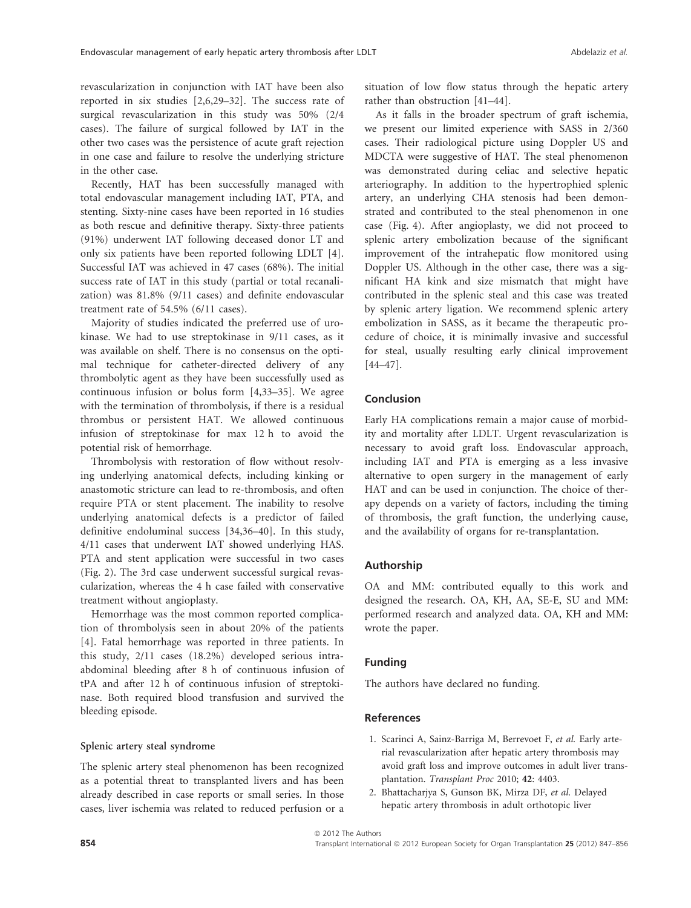revascularization in conjunction with IAT have been also reported in six studies [2,6,29–32]. The success rate of surgical revascularization in this study was 50% (2/4 cases). The failure of surgical followed by IAT in the other two cases was the persistence of acute graft rejection in one case and failure to resolve the underlying stricture in the other case.

Recently, HAT has been successfully managed with total endovascular management including IAT, PTA, and stenting. Sixty-nine cases have been reported in 16 studies as both rescue and definitive therapy. Sixty-three patients (91%) underwent IAT following deceased donor LT and only six patients have been reported following LDLT [4]. Successful IAT was achieved in 47 cases (68%). The initial success rate of IAT in this study (partial or total recanalization) was 81.8% (9/11 cases) and definite endovascular treatment rate of 54.5% (6/11 cases).

Majority of studies indicated the preferred use of urokinase. We had to use streptokinase in 9/11 cases, as it was available on shelf. There is no consensus on the optimal technique for catheter-directed delivery of any thrombolytic agent as they have been successfully used as continuous infusion or bolus form [4,33–35]. We agree with the termination of thrombolysis, if there is a residual thrombus or persistent HAT. We allowed continuous infusion of streptokinase for max 12 h to avoid the potential risk of hemorrhage.

Thrombolysis with restoration of flow without resolving underlying anatomical defects, including kinking or anastomotic stricture can lead to re-thrombosis, and often require PTA or stent placement. The inability to resolve underlying anatomical defects is a predictor of failed definitive endoluminal success [34,36–40]. In this study, 4/11 cases that underwent IAT showed underlying HAS. PTA and stent application were successful in two cases (Fig. 2). The 3rd case underwent successful surgical revascularization, whereas the 4 h case failed with conservative treatment without angioplasty.

Hemorrhage was the most common reported complication of thrombolysis seen in about 20% of the patients [4]. Fatal hemorrhage was reported in three patients. In this study, 2/11 cases (18.2%) developed serious intra-abdominal bleeding after 8 h of continuous infusion of tPA and after 12 h of continuous infusion of streptokinase. Both required blood transfusion and survived the bleeding episode.

### Splenic artery steal syndrome

The splenic artery steal phenomenon has been recognized as a potential threat to transplanted livers and has been already described in case reports or small series. In those cases, liver ischemia was related to reduced perfusion or a situation of low flow status through the hepatic artery rather than obstruction [41–44].

As it falls in the broader spectrum of graft ischemia, we present our limited experience with SASS in 2/360 cases. Their radiological picture using Doppler US and MDCTA were suggestive of HAT. The steal phenomenon was demonstrated during celiac and selective hepatic arteriography. In addition to the hypertrophied splenic artery, an underlying CHA stenosis had been demonstrated and contributed to the steal phenomenon in one case (Fig. 4). After angioplasty, we did not proceed to splenic artery embolization because of the significant improvement of the intrahepatic flow monitored using Doppler US. Although in the other case, there was a significant HA kink and size mismatch that might have contributed in the splenic steal and this case was treated by splenic artery ligation. We recommend splenic artery embolization in SASS, as it became the therapeutic procedure of choice, it is minimally invasive and successful for steal, usually resulting early clinical improvement [44–47].

## Conclusion

Early HA complications remain a major cause of morbidity and mortality after LDLT. Urgent revascularization is necessary to avoid graft loss. Endovascular approach, including IAT and PTA is emerging as a less invasive alternative to open surgery in the management of early HAT and can be used in conjunction. The choice of therapy depends on a variety of factors, including the timing of thrombosis, the graft function, the underlying cause, and the availability of organs for re-transplantation.

## Authorship

OA and MM: contributed equally to this work and designed the research. OA, KH, AA, SE-E, SU and MM: performed research and analyzed data. OA, KH and MM: wrote the paper.

## Funding

The authors have declared no funding.

## References

1. Scarinci A, Sainz-Barriga M, Berrevoet F, *et al.* Early arterial revascularization after hepatic artery thrombosis may avoid graft loss and improve outcomes in adult liver transplantation. *Transplant Proc* 2010; **42**: 4403.
2. Bhattacharjya S, Gunson BK, Mirza DF, *et al.* Delayed hepatic artery thrombosis in adult orthotopic liver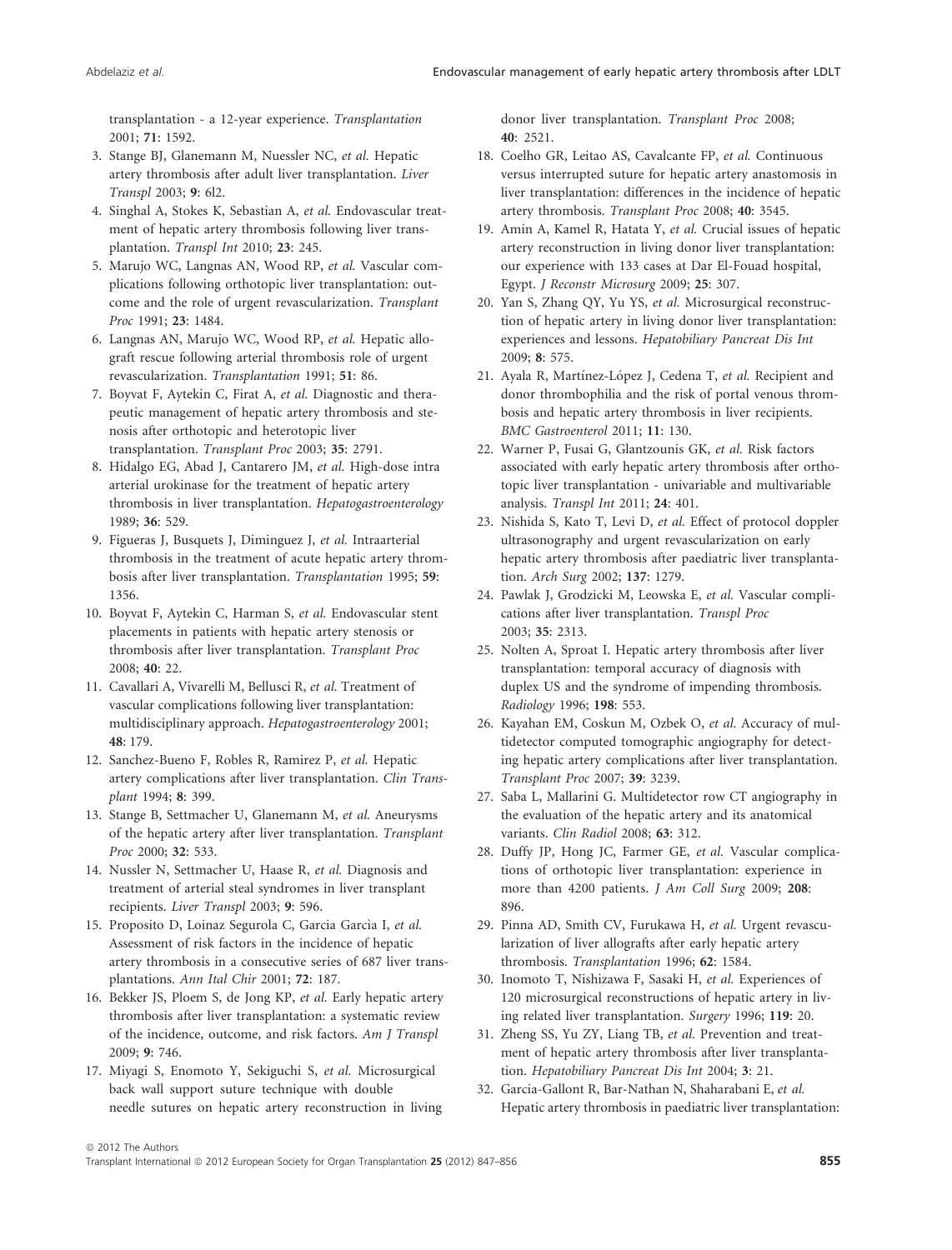transplantation - a 12-year experience. *Transplantation* 2001; **71**: 1592.

3. Stange BJ, Glanemann M, Nuessler NC, *et al.* Hepatic artery thrombosis after adult liver transplantation. *Liver Transpl* 2003; **9**: 6l2.
4. Singhal A, Stokes K, Sebastian A, *et al.* Endovascular treatment of hepatic artery thrombosis following liver transplantation. *Transpl Int* 2010; **23**: 245.
5. Marujo WC, Langnas AN, Wood RP, *et al.* Vascular complications following orthotopic liver transplantation: outcome and the role of urgent revascularization. *Transplant Proc* 1991; **23**: 1484.
6. Langnas AN, Marujo WC, Wood RP, *et al.* Hepatic allograft rescue following arterial thrombosis role of urgent revascularization. *Transplantation* 1991; **51**: 86.
7. Boyvat F, Aytekin C, Firat A, *et al.* Diagnostic and therapeutic management of hepatic artery thrombosis and stenosis after orthotopic and heterotopic liver transplantation. *Transplant Proc* 2003; **35**: 2791.
8. Hidalgo EG, Abad J, Cantarero JM, *et al.* High-dose intra arterial urokinase for the treatment of hepatic artery thrombosis in liver transplantation. *Hepatogastroenterology* 1989; **36**: 529.
9. Figueras J, Busquets J, Diminguez J, *et al.* Intraarterial thrombosis in the treatment of acute hepatic artery thrombosis after liver transplantation. *Transplantation* 1995; **59**: 1356.
10. Boyvat F, Aytekin C, Harman S, *et al.* Endovascular stent placements in patients with hepatic artery stenosis or thrombosis after liver transplantation. *Transplant Proc* 2008; **40**: 22.
11. Cavallari A, Vivarelli M, Bellusci R, *et al.* Treatment of vascular complications following liver transplantation: multidisciplinary approach. *Hepatogastroenterology* 2001; **48**: 179.
12. Sanchez-Bueno F, Robles R, Ramirez P, *et al.* Hepatic artery complications after liver transplantation. *Clin Transplant* 1994; **8**: 399.
13. Stange B, Settmacher U, Glanemann M, *et al.* Aneurysms of the hepatic artery after liver transplantation. *Transplant Proc* 2000; **32**: 533.
14. Nussler N, Settmacher U, Haase R, *et al.* Diagnosis and treatment of arterial steal syndromes in liver transplant recipients. *Liver Transpl* 2003; **9**: 596.
15. Proposito D, Loinaz Segurola C, Garcia Garcìa I, *et al.* Assessment of risk factors in the incidence of hepatic artery thrombosis in a consecutive series of 687 liver transplantations. *Ann Ital Chir* 2001; **72**: 187.
16. Bekker JS, Ploem S, de Jong KP, *et al.* Early hepatic artery thrombosis after liver transplantation: a systematic review of the incidence, outcome, and risk factors. *Am J Transpl* 2009; **9**: 746.
17. Miyagi S, Enomoto Y, Sekiguchi S, *et al.* Microsurgical back wall support suture technique with double needle sutures on hepatic artery reconstruction in living donor liver transplantation. *Transplant Proc* 2008; **40**: 2521.
18. Coelho GR, Leitao AS, Cavalcante FP, *et al.* Continuous versus interrupted suture for hepatic artery anastomosis in liver transplantation: differences in the incidence of hepatic artery thrombosis. *Transplant Proc* 2008; **40**: 3545.
19. Amin A, Kamel R, Hatata Y, *et al.* Crucial issues of hepatic artery reconstruction in living donor liver transplantation: our experience with 133 cases at Dar El-Fouad hospital, Egypt. *J Reconstr Microsurg* 2009; **25**: 307.
20. Yan S, Zhang QY, Yu YS, *et al.* Microsurgical reconstruction of hepatic artery in living donor liver transplantation: experiences and lessons. *Hepatobiliary Pancreat Dis Int* 2009; **8**: 575.
21. Ayala R, Martínez-López J, Cedena T, *et al.* Recipient and donor thrombophilia and the risk of portal venous thrombosis and hepatic artery thrombosis in liver recipients. *BMC Gastroenterol* 2011; **11**: 130.
22. Warner P, Fusai G, Glantzounis GK, *et al.* Risk factors associated with early hepatic artery thrombosis after orthotopic liver transplantation - univariable and multivariable analysis. *Transpl Int* 2011; **24**: 401.
23. Nishida S, Kato T, Levi D, *et al.* Effect of protocol doppler ultrasonography and urgent revascularization on early hepatic artery thrombosis after paediatric liver transplantation. *Arch Surg* 2002; **137**: 1279.
24. Pawlak J, Grodzicki M, Leowska E, *et al.* Vascular complications after liver transplantation. *Transpl Proc* 2003; **35**: 2313.
25. Nolten A, Sproat I. Hepatic artery thrombosis after liver transplantation: temporal accuracy of diagnosis with duplex US and the syndrome of impending thrombosis. *Radiology* 1996; **198**: 553.
26. Kayahan EM, Coskun M, Ozbek O, *et al.* Accuracy of multidetector computed tomographic angiography for detecting hepatic artery complications after liver transplantation. *Transplant Proc* 2007; **39**: 3239.
27. Saba L, Mallarini G. Multidetector row CT angiography in the evaluation of the hepatic artery and its anatomical variants. *Clin Radiol* 2008; **63**: 312.
28. Duffy JP, Hong JC, Farmer GE, *et al.* Vascular complications of orthotopic liver transplantation: experience in more than 4200 patients. *J Am Coll Surg* 2009; **208**: 896.
29. Pinna AD, Smith CV, Furukawa H, *et al.* Urgent revascularization of liver allografts after early hepatic artery thrombosis. *Transplantation* 1996; **62**: 1584.
30. Inomoto T, Nishizawa F, Sasaki H, *et al.* Experiences of 120 microsurgical reconstructions of hepatic artery in living related liver transplantation. *Surgery* 1996; **119**: 20.
31. Zheng SS, Yu ZY, Liang TB, *et al.* Prevention and treatment of hepatic artery thrombosis after liver transplantation. *Hepatobiliary Pancreat Dis Int* 2004; **3**: 21.
32. Garcia-Gallont R, Bar-Nathan N, Shaharabani E, *et al.* Hepatic artery thrombosis in paediatric liver transplantation: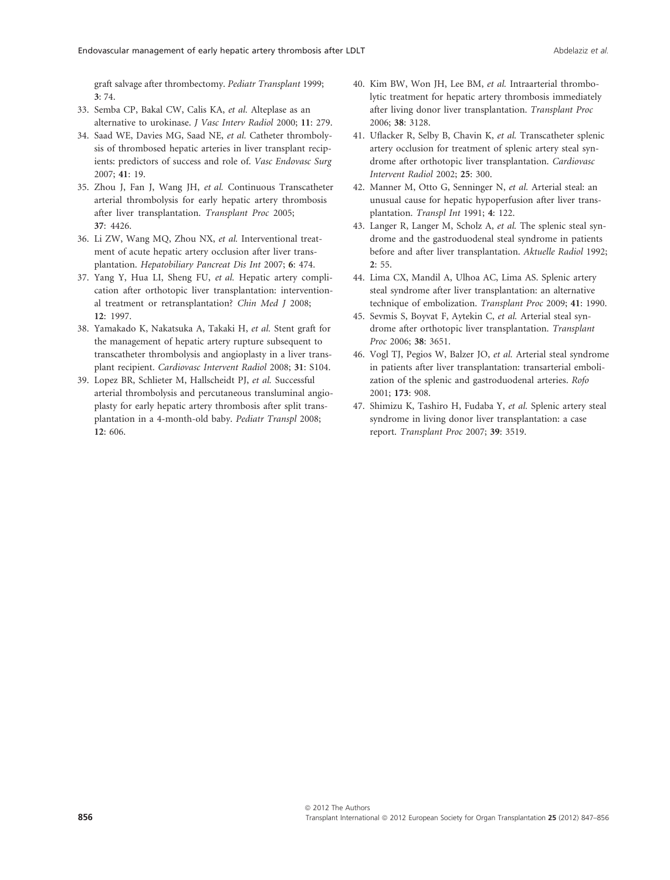graft salvage after thrombectomy. *Pediatr Transplant* 1999; **3**: 74.

33. Semba CP, Bakal CW, Calis KA, *et al.* Alteplase as an alternative to urokinase. *J Vasc Interv Radiol* 2000; **11**: 279.
34. Saad WE, Davies MG, Saad NE, *et al.* Catheter thrombolysis of thrombosed hepatic arteries in liver transplant recipients: predictors of success and role of. *Vasc Endovasc Surg* 2007; **41**: 19.
35. Zhou J, Fan J, Wang JH, *et al.* Continuous Transcatheter arterial thrombolysis for early hepatic artery thrombosis after liver transplantation. *Transplant Proc* 2005; **37**: 4426.
36. Li ZW, Wang MQ, Zhou NX, *et al.* Interventional treatment of acute hepatic artery occlusion after liver transplantation. *Hepatobiliary Pancreat Dis Int* 2007; **6**: 474.
37. Yang Y, Hua LI, Sheng FU, *et al.* Hepatic artery complication after orthotopic liver transplantation: interventional treatment or retransplantation? *Chin Med J* 2008; **12**: 1997.
38. Yamakado K, Nakatsuka A, Takaki H, *et al.* Stent graft for the management of hepatic artery rupture subsequent to transcatheter thrombolysis and angioplasty in a liver transplant recipient. *Cardiovasc Intervent Radiol* 2008; **31**: S104.
39. Lopez BR, Schlieter M, Hallscheidt PJ, *et al.* Successful arterial thrombolysis and percutaneous transluminal angioplasty for early hepatic artery thrombosis after split transplantation in a 4-month-old baby. *Pediatr Transpl* 2008; **12**: 606.
40. Kim BW, Won JH, Lee BM, *et al.* Intraarterial thrombolytic treatment for hepatic artery thrombosis immediately after living donor liver transplantation. *Transplant Proc* 2006; **38**: 3128.
41. Uflacker R, Selby B, Chavin K, *et al.* Transcatheter splenic artery occlusion for treatment of splenic artery steal syndrome after orthotopic liver transplantation. *Cardiovasc Intervent Radiol* 2002; **25**: 300.
42. Manner M, Otto G, Senninger N, *et al.* Arterial steal: an unusual cause for hepatic hypoperfusion after liver transplantation. *Transpl Int* 1991; **4**: 122.
43. Langer R, Langer M, Scholz A, *et al.* The splenic steal syndrome and the gastroduodenal steal syndrome in patients before and after liver transplantation. *Aktuelle Radiol* 1992; **2**: 55.
44. Lima CX, Mandil A, Ulhoa AC, Lima AS. Splenic artery steal syndrome after liver transplantation: an alternative technique of embolization. *Transplant Proc* 2009; **41**: 1990.
45. Sevmis S, Boyvat F, Aytekin C, *et al.* Arterial steal syndrome after orthotopic liver transplantation. *Transplant Proc* 2006; **38**: 3651.
46. Vogl TJ, Pegios W, Balzer JO, *et al.* Arterial steal syndrome in patients after liver transplantation: transarterial embolization of the splenic and gastroduodenal arteries. *Rofo* 2001; **173**: 908.
47. Shimizu K, Tashiro H, Fudaba Y, *et al.* Splenic artery steal syndrome in living donor liver transplantation: a case report. *Transplant Proc* 2007; **39**: 3519.